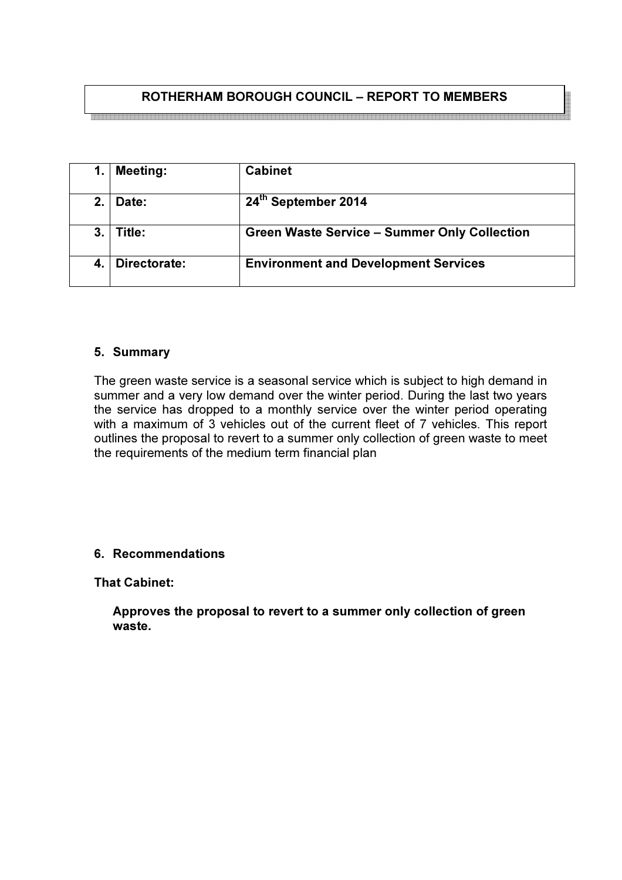**ROTHERHAM BOROUGH COUNCIL – REPORT TO MEMBERS**

| 1. | Meeting: | Cabinet |
|---|---|---|
| 2. | Date: | 24th September 2014 |
| 3. | Title: | Green Waste Service – Summer Only Collection |
| 4. | Directorate: | Environment and Development Services |

## 5. Summary

The green waste service is a seasonal service which is subject to high demand in summer and a very low demand over the winter period. During the last two years the service has dropped to a monthly service over the winter period operating with a maximum of 3 vehicles out of the current fleet of 7 vehicles. This report outlines the proposal to revert to a summer only collection of green waste to meet the requirements of the medium term financial plan

## 6. Recommendations

**That Cabinet:**

**Approves the proposal to revert to a summer only collection of green waste.**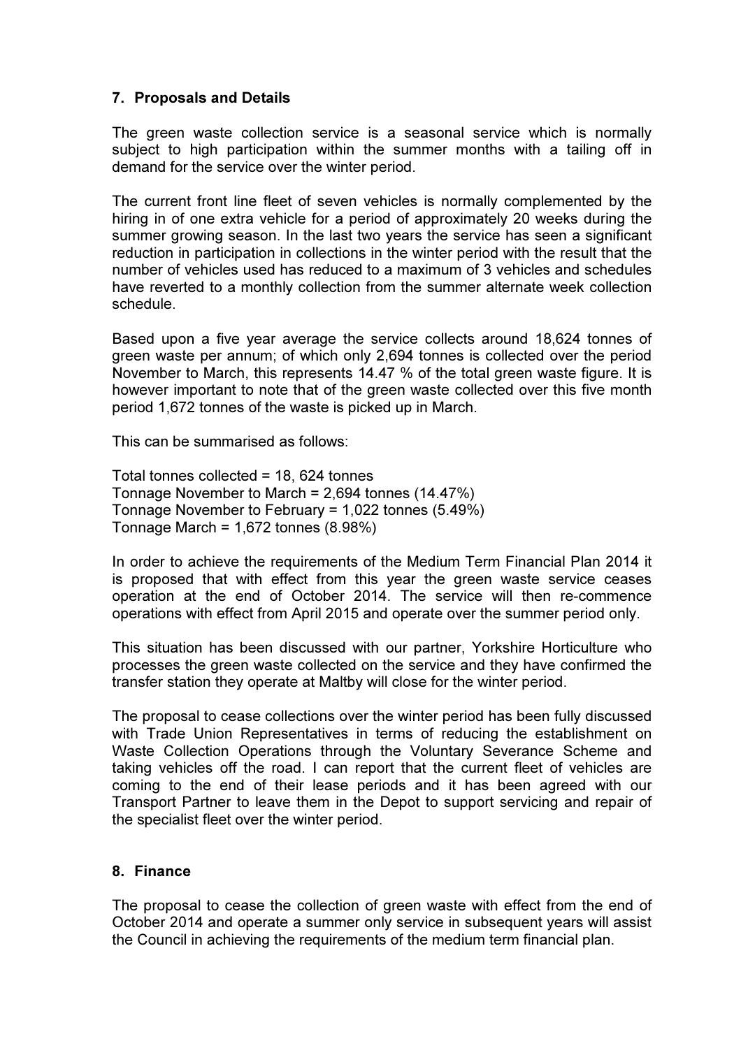## 7. Proposals and Details

The green waste collection service is a seasonal service which is normally subject to high participation within the summer months with a tailing off in demand for the service over the winter period.

The current front line fleet of seven vehicles is normally complemented by the hiring in of one extra vehicle for a period of approximately 20 weeks during the summer growing season. In the last two years the service has seen a significant reduction in participation in collections in the winter period with the result that the number of vehicles used has reduced to a maximum of 3 vehicles and schedules have reverted to a monthly collection from the summer alternate week collection schedule.

Based upon a five year average the service collects around 18,624 tonnes of green waste per annum; of which only 2,694 tonnes is collected over the period November to March, this represents 14.47 % of the total green waste figure. It is however important to note that of the green waste collected over this five month period 1,672 tonnes of the waste is picked up in March.

This can be summarised as follows:

Total tonnes collected = 18, 624 tonnes
Tonnage November to March = 2,694 tonnes (14.47%)
Tonnage November to February = 1,022 tonnes (5.49%)
Tonnage March = 1,672 tonnes (8.98%)

In order to achieve the requirements of the Medium Term Financial Plan 2014 it is proposed that with effect from this year the green waste service ceases operation at the end of October 2014. The service will then re-commence operations with effect from April 2015 and operate over the summer period only.

This situation has been discussed with our partner, Yorkshire Horticulture who processes the green waste collected on the service and they have confirmed the transfer station they operate at Maltby will close for the winter period.

The proposal to cease collections over the winter period has been fully discussed with Trade Union Representatives in terms of reducing the establishment on Waste Collection Operations through the Voluntary Severance Scheme and taking vehicles off the road. I can report that the current fleet of vehicles are coming to the end of their lease periods and it has been agreed with our Transport Partner to leave them in the Depot to support servicing and repair of the specialist fleet over the winter period.

## 8. Finance

The proposal to cease the collection of green waste with effect from the end of October 2014 and operate a summer only service in subsequent years will assist the Council in achieving the requirements of the medium term financial plan.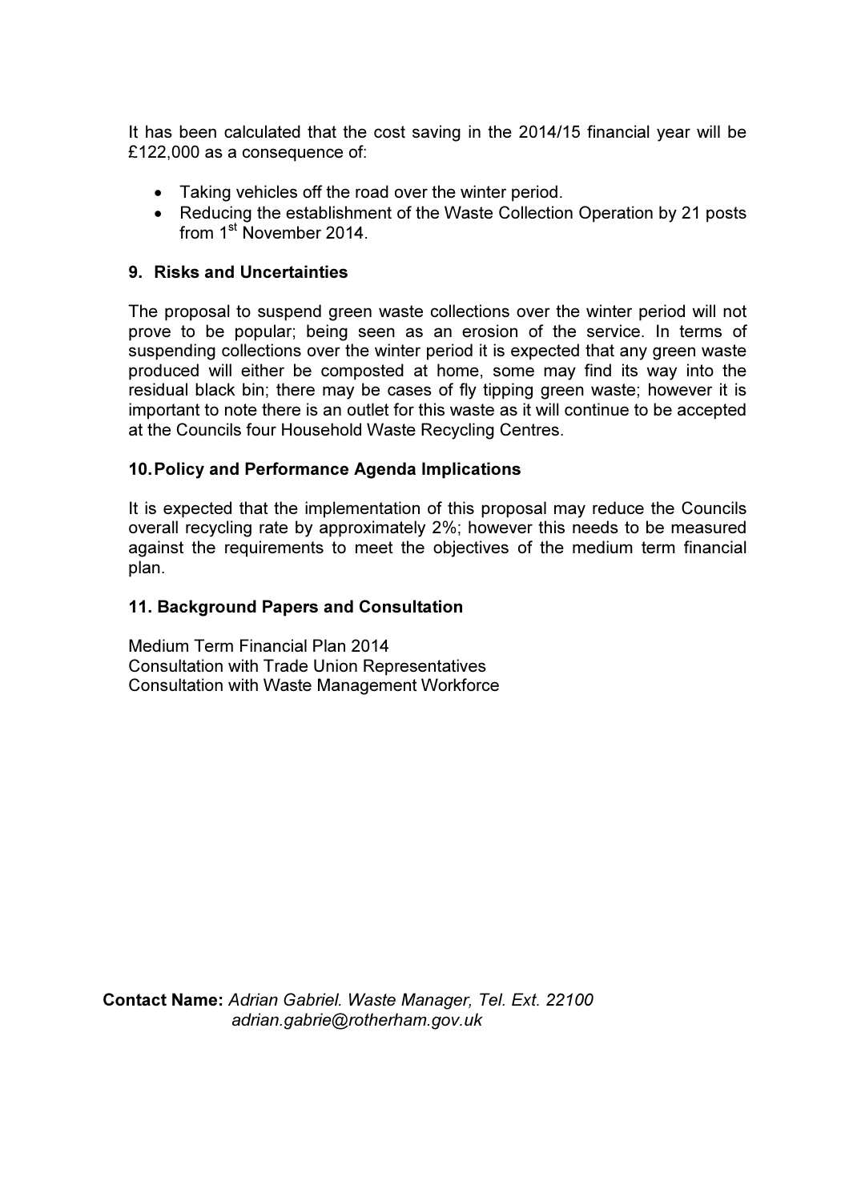It has been calculated that the cost saving in the 2014/15 financial year will be £122,000 as a consequence of:

- Taking vehicles off the road over the winter period.
- Reducing the establishment of the Waste Collection Operation by 21 posts from 1st November 2014.

## 9. Risks and Uncertainties

The proposal to suspend green waste collections over the winter period will not prove to be popular; being seen as an erosion of the service. In terms of suspending collections over the winter period it is expected that any green waste produced will either be composted at home, some may find its way into the residual black bin; there may be cases of fly tipping green waste; however it is important to note there is an outlet for this waste as it will continue to be accepted at the Councils four Household Waste Recycling Centres.

## 10. Policy and Performance Agenda Implications

It is expected that the implementation of this proposal may reduce the Councils overall recycling rate by approximately 2%; however this needs to be measured against the requirements to meet the objectives of the medium term financial plan.

## 11. Background Papers and Consultation

Medium Term Financial Plan 2014
Consultation with Trade Union Representatives
Consultation with Waste Management Workforce

**Contact Name:** *Adrian Gabriel. Waste Manager, Tel. Ext. 22100*
*adrian.gabrie@rotherham.gov.uk*